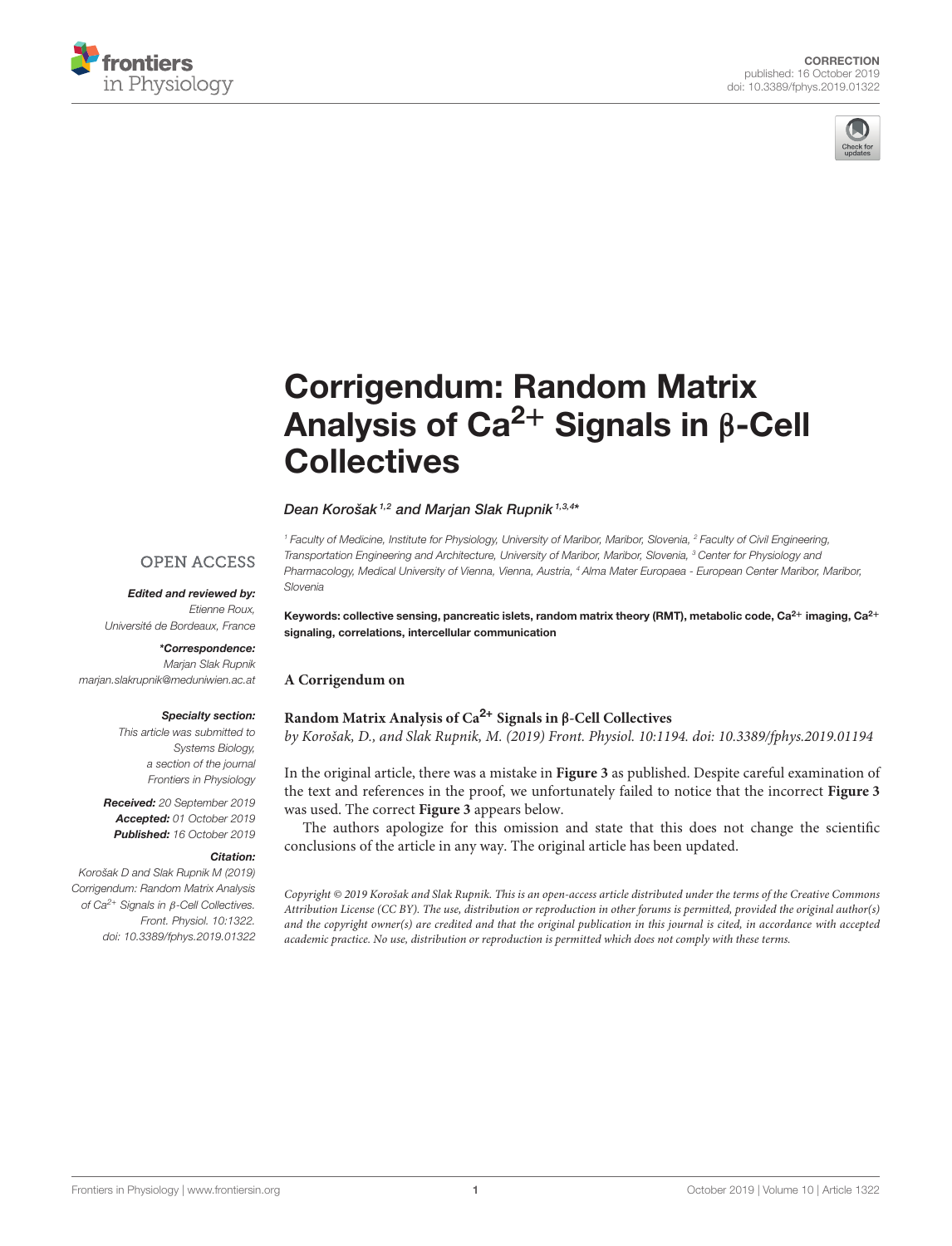CORRECTION
published: 16 October 2019
doi: 10.3389/fphys.2019.01322

# Corrigendum: Random Matrix Analysis of $Ca^{2+}$ Signals in β-Cell Collectives

*Dean Korošak*[1,2] *and Marjan Slak Rupnik*[1,3,4]*

[1] Faculty of Medicine, Institute for Physiology, University of Maribor, Maribor, Slovenia, [2] Faculty of Civil Engineering, Transportation Engineering and Architecture, University of Maribor, Maribor, Slovenia, [3] Center for Physiology and Pharmacology, Medical University of Vienna, Vienna, Austria, [4] Alma Mater Europaea - European Center Maribor, Maribor, Slovenia

OPEN ACCESS

***Edited and reviewed by:***
*Etienne Roux,*
*Université de Bordeaux, France*

****Correspondence:***
*Marjan Slak Rupnik*
*marjan.slakrupnik@meduniwien.ac.at*

***Specialty section:***
This article was submitted to Systems Biology, a section of the journal Frontiers in Physiology

***Received:*** *20 September 2019*
***Accepted:*** *01 October 2019*
***Published:*** *16 October 2019*

***Citation:***
*Korošak D and Slak Rupnik M (2019) Corrigendum: Random Matrix Analysis of $Ca^{2+}$ Signals in β-Cell Collectives. Front. Physiol. 10:1322. doi: 10.3389/fphys.2019.01322*

**Keywords: collective sensing, pancreatic islets, random matrix theory (RMT), metabolic code, $Ca^{2+}$ imaging, $Ca^{2+}$ signaling, correlations, intercellular communication**

**A Corrigendum on**

**Random Matrix Analysis of $Ca^{2+}$ Signals in β-Cell Collectives**
*by Korošak, D., and Slak Rupnik, M. (2019) Front. Physiol. 10:1194. doi: 10.3389/fphys.2019.01194*

In the original article, there was a mistake in **Figure 3** as published. Despite careful examination of the text and references in the proof, we unfortunately failed to notice that the incorrect **Figure 3** was used. The correct **Figure 3** appears below.

The authors apologize for this omission and state that this does not change the scientific conclusions of the article in any way. The original article has been updated.

*Copyright © 2019 Korošak and Slak Rupnik. This is an open-access article distributed under the terms of the Creative Commons Attribution License (CC BY). The use, distribution or reproduction in other forums is permitted, provided the original author(s) and the copyright owner(s) are credited and that the original publication in this journal is cited, in accordance with accepted academic practice. No use, distribution or reproduction is permitted which does not comply with these terms.*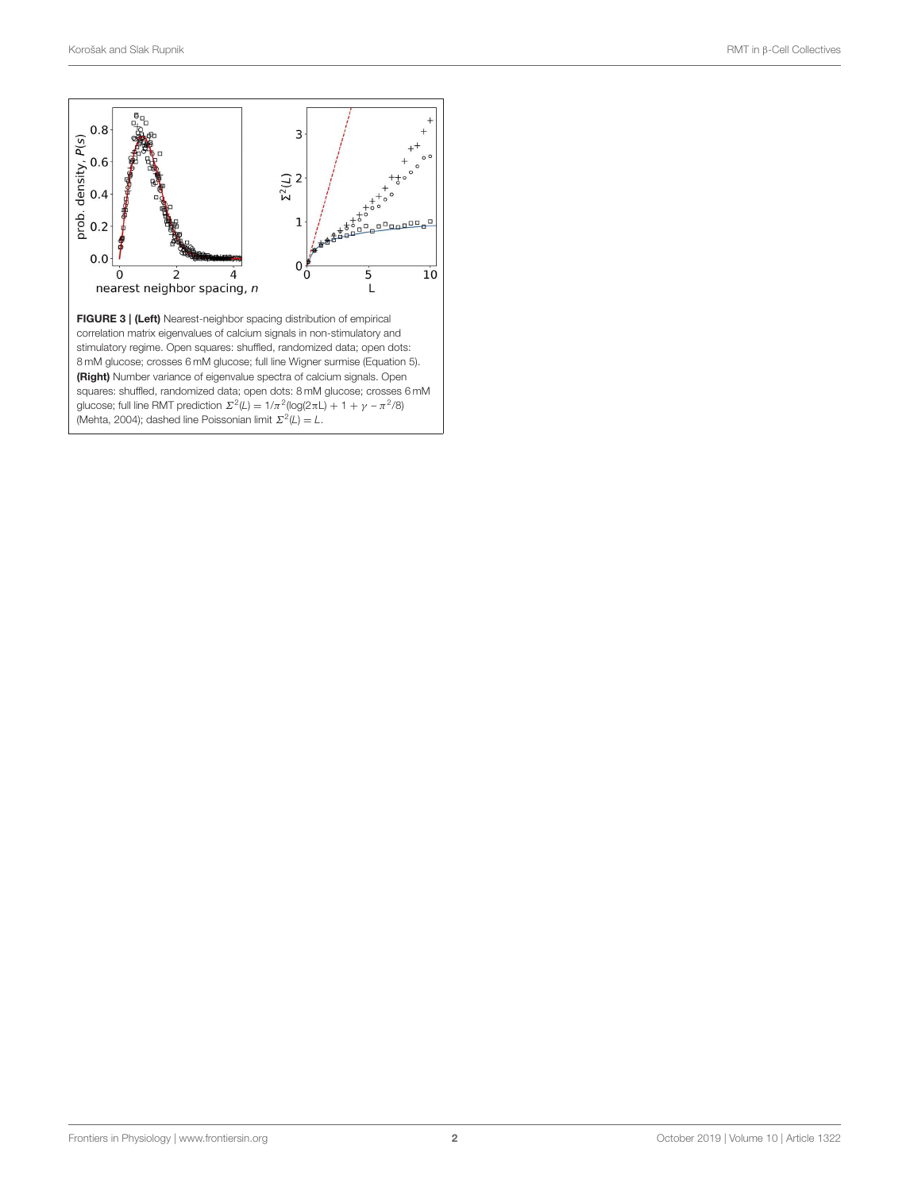prob. density, $P(s)$

0.8

0.6

0.4

0.2

0.0

0

2

4

nearest neighbor spacing, $n$

$\Sigma^2(L)$

3

2

1

0

0

5

10

L

**FIGURE 3 | (Left)** Nearest-neighbor spacing distribution of empirical correlation matrix eigenvalues of calcium signals in non-stimulatory and stimulatory regime. Open squares: shuffled, randomized data; open dots: 8 mM glucose; crosses 6 mM glucose; full line Wigner surmise (Equation 5). **(Right)** Number variance of eigenvalue spectra of calcium signals. Open squares: shuffled, randomized data; open dots: 8 mM glucose; crosses 6 mM glucose; full line RMT prediction $\Sigma^2(L) = 1/\pi^2(\log(2\pi L) + 1 + \gamma - \pi^2/8)$ (Mehta, 2004); dashed line Poissonian limit $\Sigma^2(L) = L$.